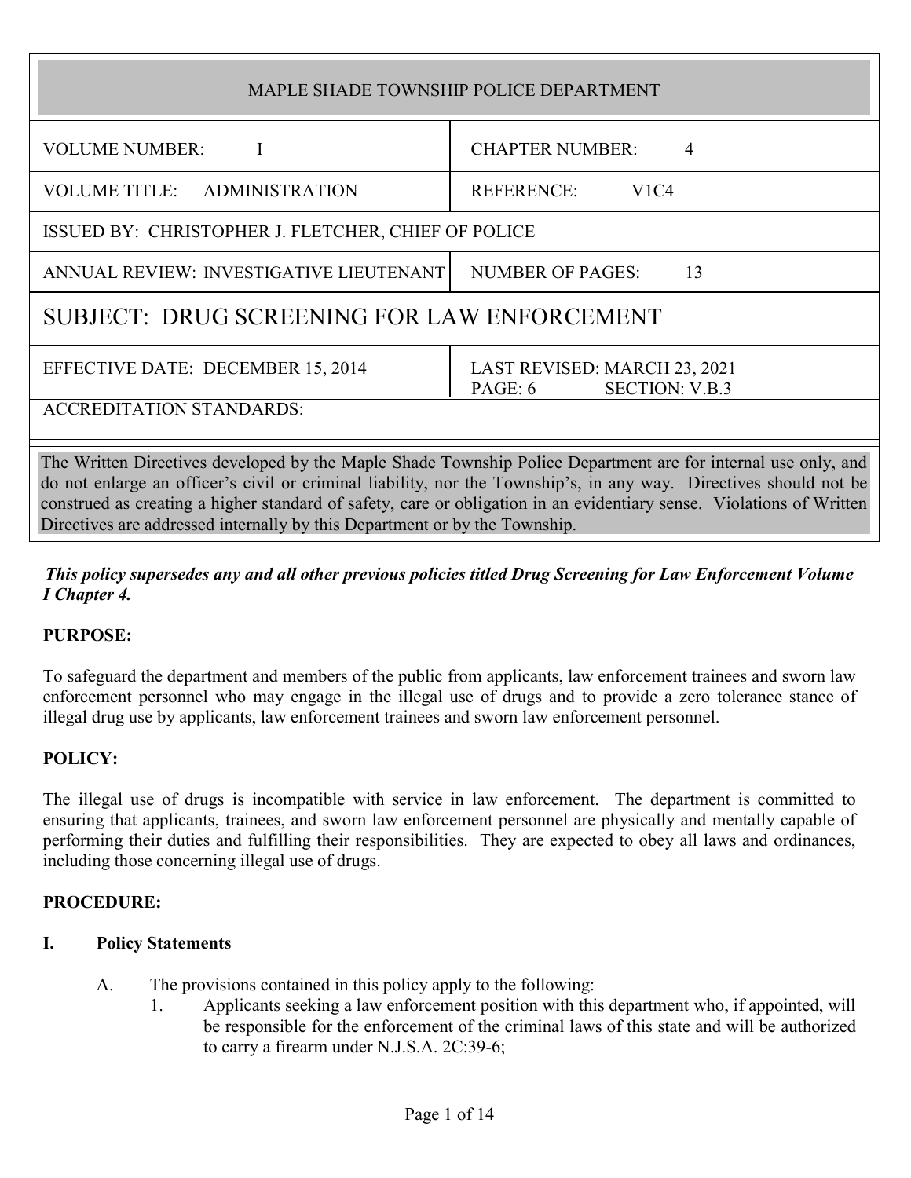| MAPLE SHADE TOWNSHIP POLICE DEPARTMENT | |
|---|---|
| VOLUME NUMBER: I | CHAPTER NUMBER: 4 |
| VOLUME TITLE: ADMINISTRATION | REFERENCE: V1C4 |
| ISSUED BY: CHRISTOPHER J. FLETCHER, CHIEF OF POLICE | |
| ANNUAL REVIEW: INVESTIGATIVE LIEUTENANT | NUMBER OF PAGES: 13 |
| SUBJECT: DRUG SCREENING FOR LAW ENFORCEMENT | |
| EFFECTIVE DATE: DECEMBER 15, 2014 | LAST REVISED: MARCH 23, 2021<br>PAGE: 6 SECTION: V.B.3 |
| ACCREDITATION STANDARDS: | |

The Written Directives developed by the Maple Shade Township Police Department are for internal use only, and do not enlarge an officer's civil or criminal liability, nor the Township's, in any way. Directives should not be construed as creating a higher standard of safety, care or obligation in an evidentiary sense. Violations of Written Directives are addressed internally by this Department or by the Township.

***This policy supersedes any and all other previous policies titled Drug Screening for Law Enforcement Volume I Chapter 4.***

**PURPOSE:**

To safeguard the department and members of the public from applicants, law enforcement trainees and sworn law enforcement personnel who may engage in the illegal use of drugs and to provide a zero tolerance stance of illegal drug use by applicants, law enforcement trainees and sworn law enforcement personnel.

**POLICY:**

The illegal use of drugs is incompatible with service in law enforcement. The department is committed to ensuring that applicants, trainees, and sworn law enforcement personnel are physically and mentally capable of performing their duties and fulfilling their responsibilities. They are expected to obey all laws and ordinances, including those concerning illegal use of drugs.

**PROCEDURE:**

**I. Policy Statements**

A. The provisions contained in this policy apply to the following:

1. Applicants seeking a law enforcement position with this department who, if appointed, will be responsible for the enforcement of the criminal laws of this state and will be authorized to carry a firearm under N.J.S.A. 2C:39-6;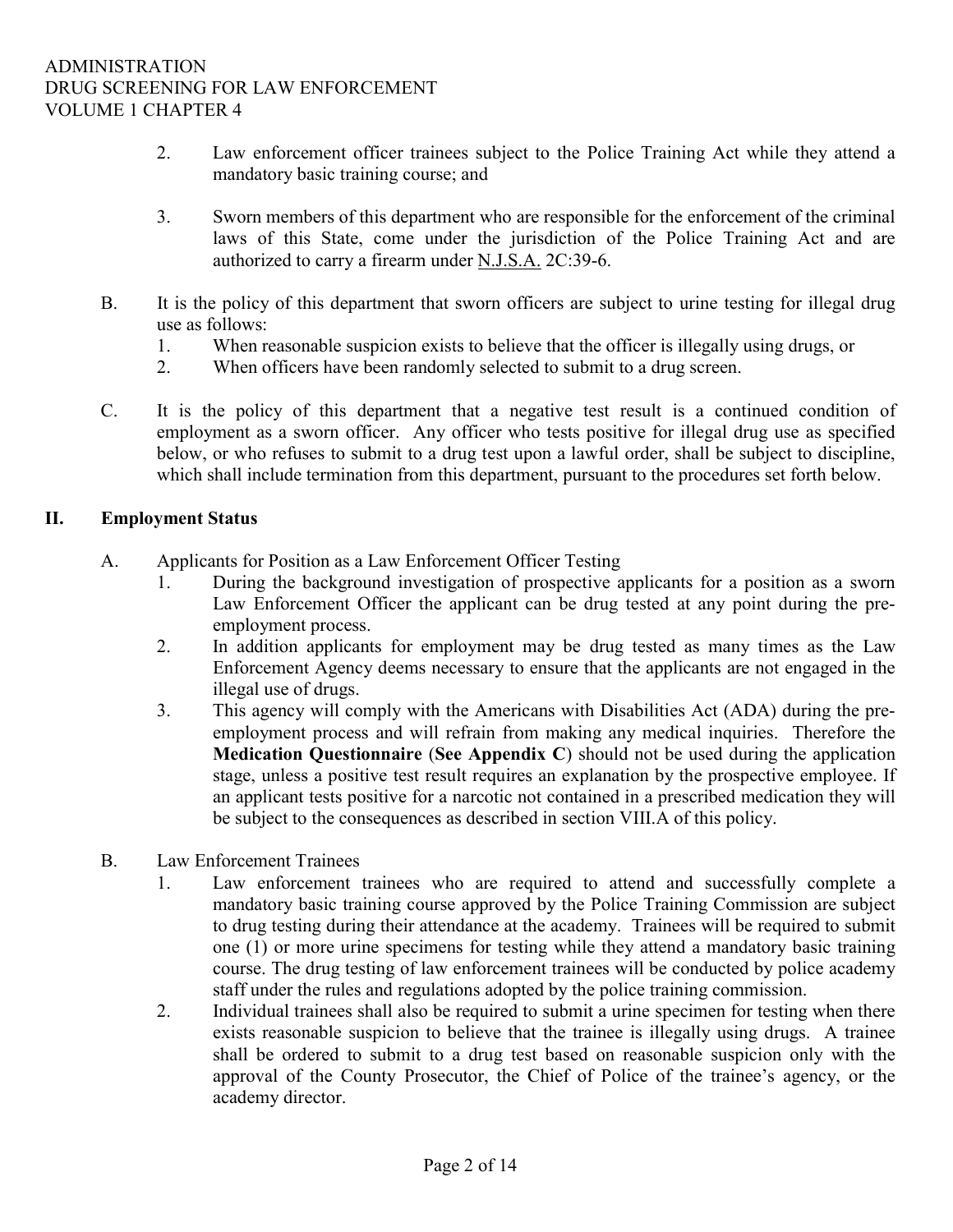2. Law enforcement officer trainees subject to the Police Training Act while they attend a mandatory basic training course; and

3. Sworn members of this department who are responsible for the enforcement of the criminal laws of this State, come under the jurisdiction of the Police Training Act and are authorized to carry a firearm under N.J.S.A. 2C:39-6.

B. It is the policy of this department that sworn officers are subject to urine testing for illegal drug use as follows:
   1. When reasonable suspicion exists to believe that the officer is illegally using drugs, or
   2. When officers have been randomly selected to submit to a drug screen.

C. It is the policy of this department that a negative test result is a continued condition of employment as a sworn officer. Any officer who tests positive for illegal drug use as specified below, or who refuses to submit to a drug test upon a lawful order, shall be subject to discipline, which shall include termination from this department, pursuant to the procedures set forth below.

## II. Employment Status

A. Applicants for Position as a Law Enforcement Officer Testing
   1. During the background investigation of prospective applicants for a position as a sworn Law Enforcement Officer the applicant can be drug tested at any point during the pre-employment process.
   2. In addition applicants for employment may be drug tested as many times as the Law Enforcement Agency deems necessary to ensure that the applicants are not engaged in the illegal use of drugs.
   3. This agency will comply with the Americans with Disabilities Act (ADA) during the pre-employment process and will refrain from making any medical inquiries. Therefore the **Medication Questionnaire** (**See Appendix C**) should not be used during the application stage, unless a positive test result requires an explanation by the prospective employee. If an applicant tests positive for a narcotic not contained in a prescribed medication they will be subject to the consequences as described in section VIII.A of this policy.

B. Law Enforcement Trainees
   1. Law enforcement trainees who are required to attend and successfully complete a mandatory basic training course approved by the Police Training Commission are subject to drug testing during their attendance at the academy. Trainees will be required to submit one (1) or more urine specimens for testing while they attend a mandatory basic training course. The drug testing of law enforcement trainees will be conducted by police academy staff under the rules and regulations adopted by the police training commission.
   2. Individual trainees shall also be required to submit a urine specimen for testing when there exists reasonable suspicion to believe that the trainee is illegally using drugs. A trainee shall be ordered to submit to a drug test based on reasonable suspicion only with the approval of the County Prosecutor, the Chief of Police of the trainee's agency, or the academy director.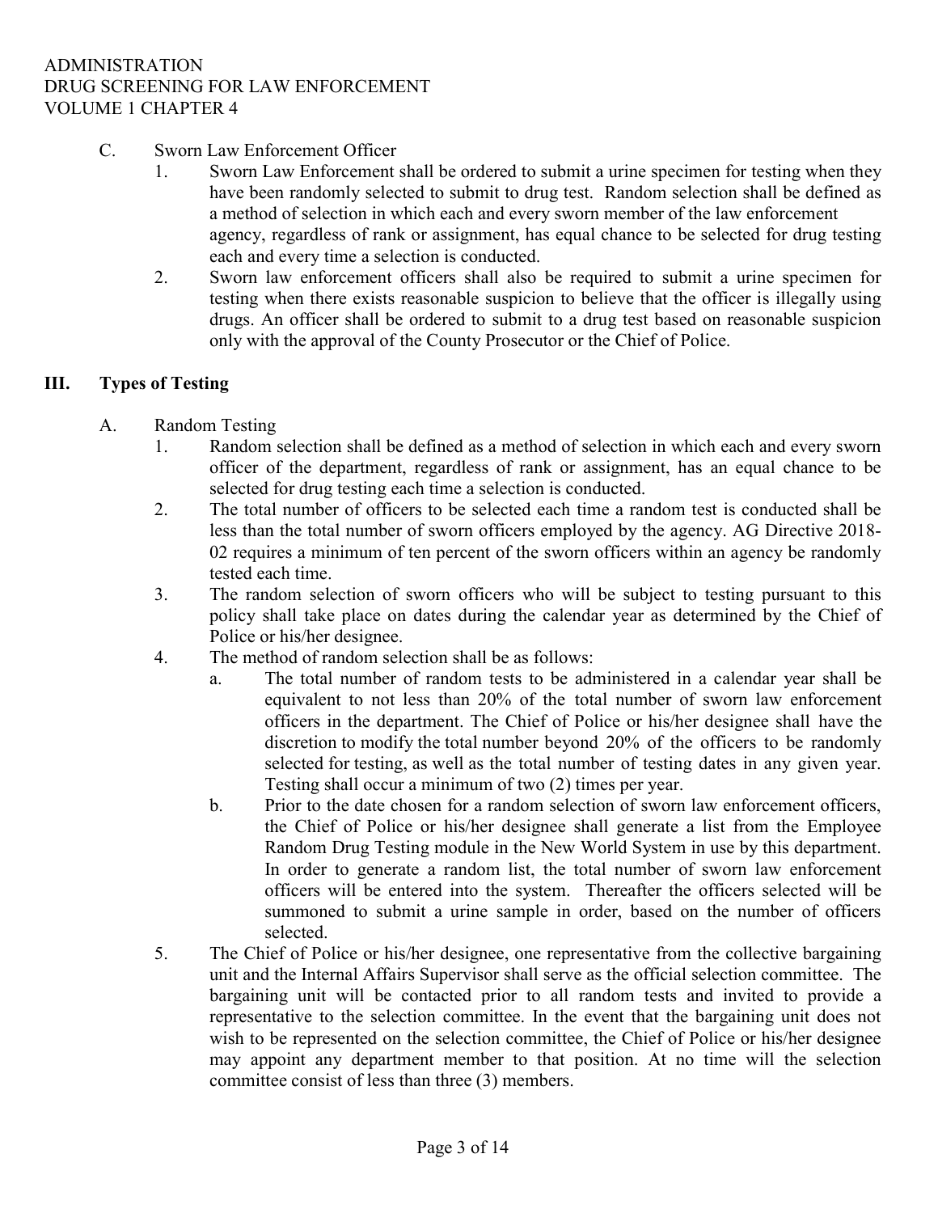C. Sworn Law Enforcement Officer

1. Sworn Law Enforcement shall be ordered to submit a urine specimen for testing when they have been randomly selected to submit to drug test. Random selection shall be defined as a method of selection in which each and every sworn member of the law enforcement agency, regardless of rank or assignment, has equal chance to be selected for drug testing each and every time a selection is conducted.
2. Sworn law enforcement officers shall also be required to submit a urine specimen for testing when there exists reasonable suspicion to believe that the officer is illegally using drugs. An officer shall be ordered to submit to a drug test based on reasonable suspicion only with the approval of the County Prosecutor or the Chief of Police.

## III. Types of Testing

A. Random Testing

1. Random selection shall be defined as a method of selection in which each and every sworn officer of the department, regardless of rank or assignment, has an equal chance to be selected for drug testing each time a selection is conducted.
2. The total number of officers to be selected each time a random test is conducted shall be less than the total number of sworn officers employed by the agency. AG Directive 2018-02 requires a minimum of ten percent of the sworn officers within an agency be randomly tested each time.
3. The random selection of sworn officers who will be subject to testing pursuant to this policy shall take place on dates during the calendar year as determined by the Chief of Police or his/her designee.
4. The method of random selection shall be as follows:
   a. The total number of random tests to be administered in a calendar year shall be equivalent to not less than 20% of the total number of sworn law enforcement officers in the department. The Chief of Police or his/her designee shall have the discretion to modify the total number beyond 20% of the officers to be randomly selected for testing, as well as the total number of testing dates in any given year. Testing shall occur a minimum of two (2) times per year.
   b. Prior to the date chosen for a random selection of sworn law enforcement officers, the Chief of Police or his/her designee shall generate a list from the Employee Random Drug Testing module in the New World System in use by this department. In order to generate a random list, the total number of sworn law enforcement officers will be entered into the system. Thereafter the officers selected will be summoned to submit a urine sample in order, based on the number of officers selected.
5. The Chief of Police or his/her designee, one representative from the collective bargaining unit and the Internal Affairs Supervisor shall serve as the official selection committee. The bargaining unit will be contacted prior to all random tests and invited to provide a representative to the selection committee. In the event that the bargaining unit does not wish to be represented on the selection committee, the Chief of Police or his/her designee may appoint any department member to that position. At no time will the selection committee consist of less than three (3) members.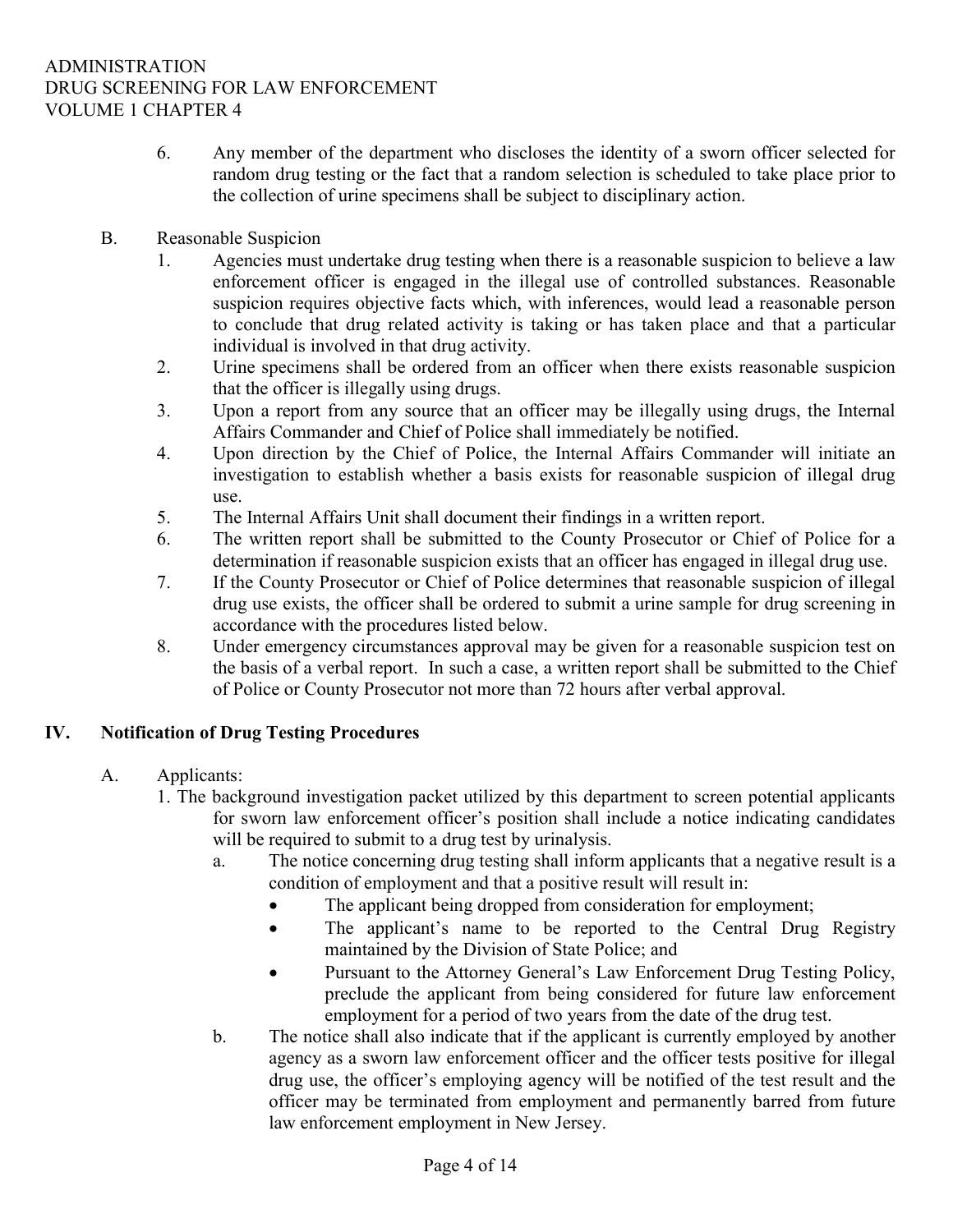6. Any member of the department who discloses the identity of a sworn officer selected for random drug testing or the fact that a random selection is scheduled to take place prior to the collection of urine specimens shall be subject to disciplinary action.

B. Reasonable Suspicion

1. Agencies must undertake drug testing when there is a reasonable suspicion to believe a law enforcement officer is engaged in the illegal use of controlled substances. Reasonable suspicion requires objective facts which, with inferences, would lead a reasonable person to conclude that drug related activity is taking or has taken place and that a particular individual is involved in that drug activity.
2. Urine specimens shall be ordered from an officer when there exists reasonable suspicion that the officer is illegally using drugs.
3. Upon a report from any source that an officer may be illegally using drugs, the Internal Affairs Commander and Chief of Police shall immediately be notified.
4. Upon direction by the Chief of Police, the Internal Affairs Commander will initiate an investigation to establish whether a basis exists for reasonable suspicion of illegal drug use.
5. The Internal Affairs Unit shall document their findings in a written report.
6. The written report shall be submitted to the County Prosecutor or Chief of Police for a determination if reasonable suspicion exists that an officer has engaged in illegal drug use.
7. If the County Prosecutor or Chief of Police determines that reasonable suspicion of illegal drug use exists, the officer shall be ordered to submit a urine sample for drug screening in accordance with the procedures listed below.
8. Under emergency circumstances approval may be given for a reasonable suspicion test on the basis of a verbal report. In such a case, a written report shall be submitted to the Chief of Police or County Prosecutor not more than 72 hours after verbal approval.

## IV. Notification of Drug Testing Procedures

A. Applicants:

1. The background investigation packet utilized by this department to screen potential applicants for sworn law enforcement officer's position shall include a notice indicating candidates will be required to submit to a drug test by urinalysis.
   a. The notice concerning drug testing shall inform applicants that a negative result is a condition of employment and that a positive result will result in:
      - The applicant being dropped from consideration for employment;
      - The applicant's name to be reported to the Central Drug Registry maintained by the Division of State Police; and
      - Pursuant to the Attorney General's Law Enforcement Drug Testing Policy, preclude the applicant from being considered for future law enforcement employment for a period of two years from the date of the drug test.

   b. The notice shall also indicate that if the applicant is currently employed by another agency as a sworn law enforcement officer and the officer tests positive for illegal drug use, the officer's employing agency will be notified of the test result and the officer may be terminated from employment and permanently barred from future law enforcement employment in New Jersey.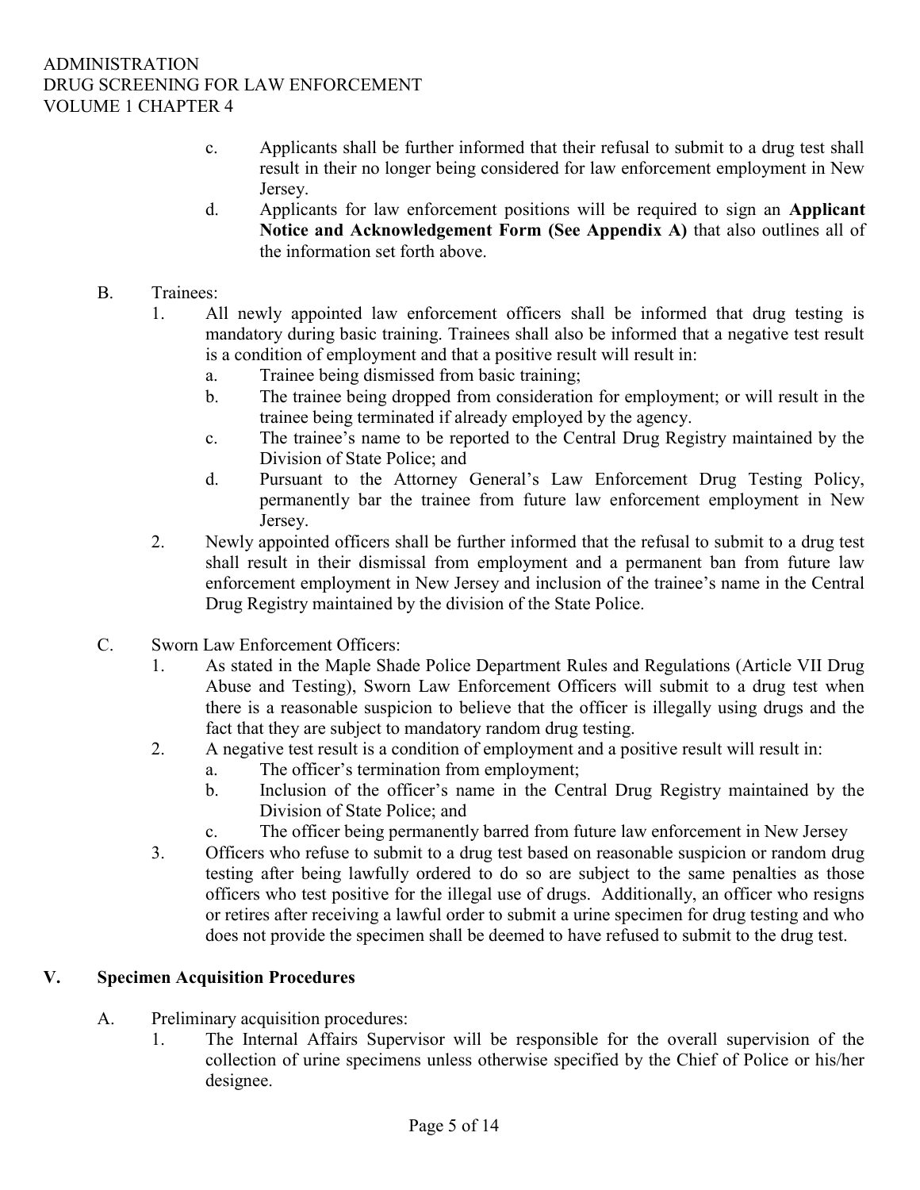c. Applicants shall be further informed that their refusal to submit to a drug test shall result in their no longer being considered for law enforcement employment in New Jersey.

d. Applicants for law enforcement positions will be required to sign an **Applicant Notice and Acknowledgement Form (See Appendix A)** that also outlines all of the information set forth above.

B. Trainees:

1. All newly appointed law enforcement officers shall be informed that drug testing is mandatory during basic training. Trainees shall also be informed that a negative test result is a condition of employment and that a positive result will result in:

   a. Trainee being dismissed from basic training;

   b. The trainee being dropped from consideration for employment; or will result in the trainee being terminated if already employed by the agency.

   c. The trainee's name to be reported to the Central Drug Registry maintained by the Division of State Police; and

   d. Pursuant to the Attorney General's Law Enforcement Drug Testing Policy, permanently bar the trainee from future law enforcement employment in New Jersey.

2. Newly appointed officers shall be further informed that the refusal to submit to a drug test shall result in their dismissal from employment and a permanent ban from future law enforcement employment in New Jersey and inclusion of the trainee's name in the Central Drug Registry maintained by the division of the State Police.

C. Sworn Law Enforcement Officers:

1. As stated in the Maple Shade Police Department Rules and Regulations (Article VII Drug Abuse and Testing), Sworn Law Enforcement Officers will submit to a drug test when there is a reasonable suspicion to believe that the officer is illegally using drugs and the fact that they are subject to mandatory random drug testing.

2. A negative test result is a condition of employment and a positive result will result in:

   a. The officer's termination from employment;

   b. Inclusion of the officer's name in the Central Drug Registry maintained by the Division of State Police; and

   c. The officer being permanently barred from future law enforcement in New Jersey

3. Officers who refuse to submit to a drug test based on reasonable suspicion or random drug testing after being lawfully ordered to do so are subject to the same penalties as those officers who test positive for the illegal use of drugs. Additionally, an officer who resigns or retires after receiving a lawful order to submit a urine specimen for drug testing and who does not provide the specimen shall be deemed to have refused to submit to the drug test.

## V. Specimen Acquisition Procedures

A. Preliminary acquisition procedures:

1. The Internal Affairs Supervisor will be responsible for the overall supervision of the collection of urine specimens unless otherwise specified by the Chief of Police or his/her designee.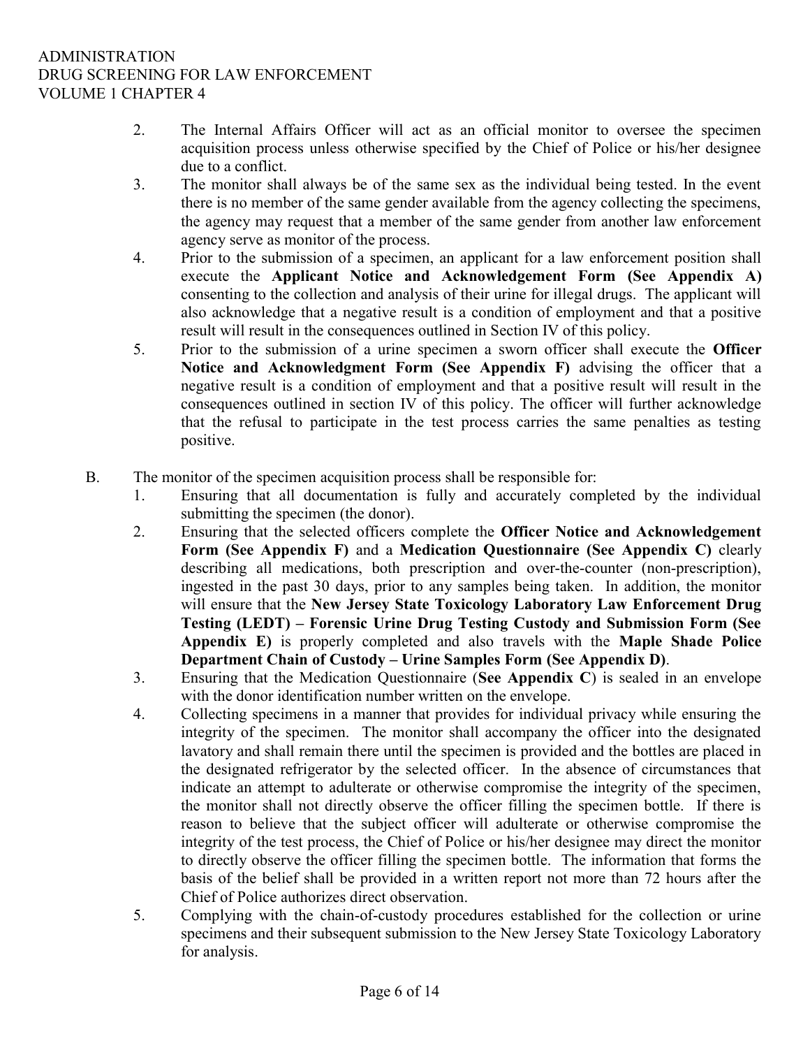2. The Internal Affairs Officer will act as an official monitor to oversee the specimen acquisition process unless otherwise specified by the Chief of Police or his/her designee due to a conflict.
3. The monitor shall always be of the same sex as the individual being tested. In the event there is no member of the same gender available from the agency collecting the specimens, the agency may request that a member of the same gender from another law enforcement agency serve as monitor of the process.
4. Prior to the submission of a specimen, an applicant for a law enforcement position shall execute the **Applicant Notice and Acknowledgement Form (See Appendix A)** consenting to the collection and analysis of their urine for illegal drugs. The applicant will also acknowledge that a negative result is a condition of employment and that a positive result will result in the consequences outlined in Section IV of this policy.
5. Prior to the submission of a urine specimen a sworn officer shall execute the **Officer Notice and Acknowledgment Form (See Appendix F)** advising the officer that a negative result is a condition of employment and that a positive result will result in the consequences outlined in section IV of this policy. The officer will further acknowledge that the refusal to participate in the test process carries the same penalties as testing positive.

B. The monitor of the specimen acquisition process shall be responsible for:

1. Ensuring that all documentation is fully and accurately completed by the individual submitting the specimen (the donor).
2. Ensuring that the selected officers complete the **Officer Notice and Acknowledgement Form (See Appendix F)** and a **Medication Questionnaire (See Appendix C)** clearly describing all medications, both prescription and over-the-counter (non-prescription), ingested in the past 30 days, prior to any samples being taken. In addition, the monitor will ensure that the **New Jersey State Toxicology Laboratory Law Enforcement Drug Testing (LEDT) – Forensic Urine Drug Testing Custody and Submission Form (See Appendix E)** is properly completed and also travels with the **Maple Shade Police Department Chain of Custody – Urine Samples Form (See Appendix D)**.
3. Ensuring that the Medication Questionnaire (**See Appendix C**) is sealed in an envelope with the donor identification number written on the envelope.
4. Collecting specimens in a manner that provides for individual privacy while ensuring the integrity of the specimen. The monitor shall accompany the officer into the designated lavatory and shall remain there until the specimen is provided and the bottles are placed in the designated refrigerator by the selected officer. In the absence of circumstances that indicate an attempt to adulterate or otherwise compromise the integrity of the specimen, the monitor shall not directly observe the officer filling the specimen bottle. If there is reason to believe that the subject officer will adulterate or otherwise compromise the integrity of the test process, the Chief of Police or his/her designee may direct the monitor to directly observe the officer filling the specimen bottle. The information that forms the basis of the belief shall be provided in a written report not more than 72 hours after the Chief of Police authorizes direct observation.
5. Complying with the chain-of-custody procedures established for the collection or urine specimens and their subsequent submission to the New Jersey State Toxicology Laboratory for analysis.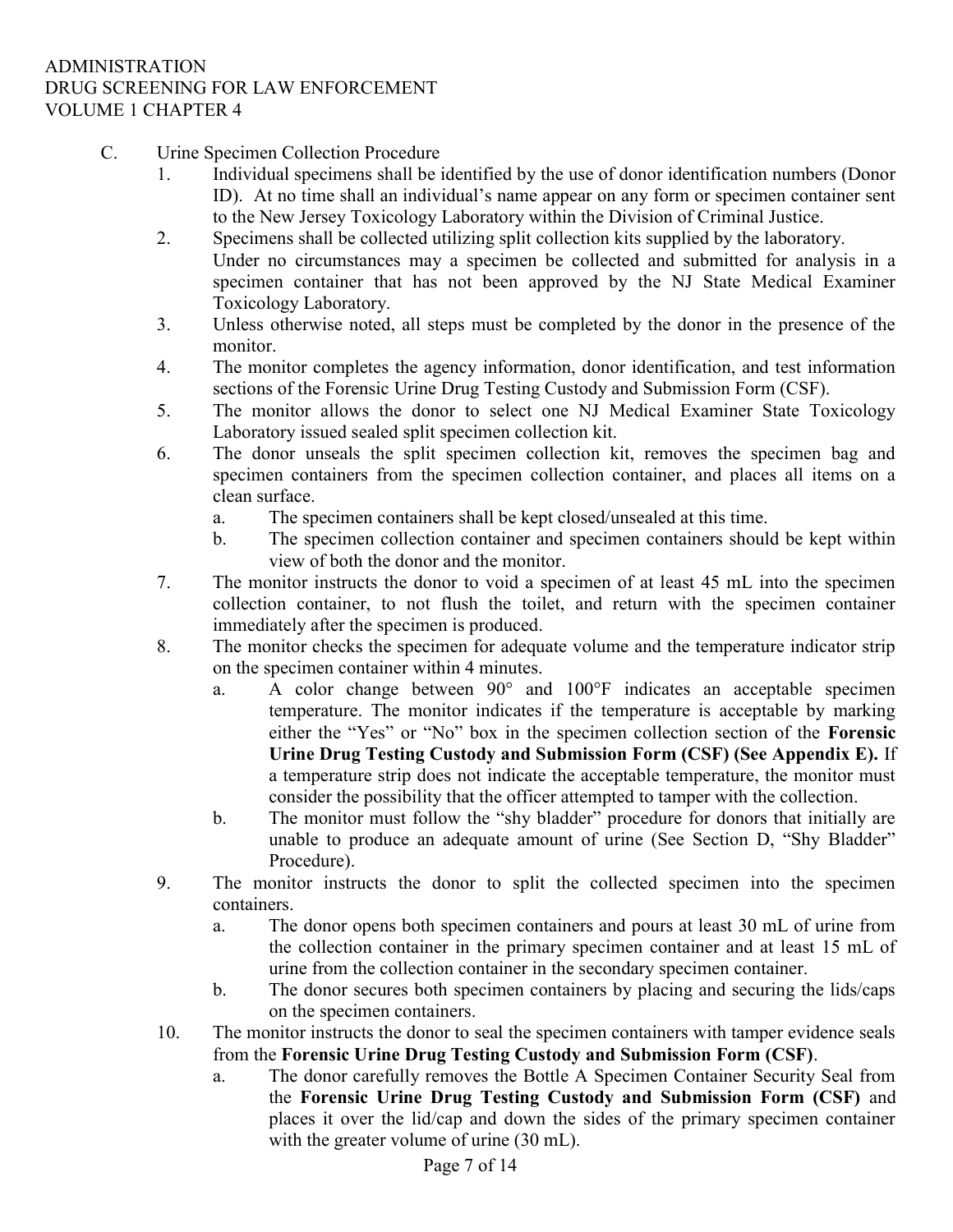C. Urine Specimen Collection Procedure

1. Individual specimens shall be identified by the use of donor identification numbers (Donor ID). At no time shall an individual's name appear on any form or specimen container sent to the New Jersey Toxicology Laboratory within the Division of Criminal Justice.
2. Specimens shall be collected utilizing split collection kits supplied by the laboratory. Under no circumstances may a specimen be collected and submitted for analysis in a specimen container that has not been approved by the NJ State Medical Examiner Toxicology Laboratory.
3. Unless otherwise noted, all steps must be completed by the donor in the presence of the monitor.
4. The monitor completes the agency information, donor identification, and test information sections of the Forensic Urine Drug Testing Custody and Submission Form (CSF).
5. The monitor allows the donor to select one NJ Medical Examiner State Toxicology Laboratory issued sealed split specimen collection kit.
6. The donor unseals the split specimen collection kit, removes the specimen bag and specimen containers from the specimen collection container, and places all items on a clean surface.
   a. The specimen containers shall be kept closed/unsealed at this time.
   b. The specimen collection container and specimen containers should be kept within view of both the donor and the monitor.
7. The monitor instructs the donor to void a specimen of at least 45 mL into the specimen collection container, to not flush the toilet, and return with the specimen container immediately after the specimen is produced.
8. The monitor checks the specimen for adequate volume and the temperature indicator strip on the specimen container within 4 minutes.
   a. A color change between 90° and 100°F indicates an acceptable specimen temperature. The monitor indicates if the temperature is acceptable by marking either the "Yes" or "No" box in the specimen collection section of the **Forensic Urine Drug Testing Custody and Submission Form (CSF) (See Appendix E).** If a temperature strip does not indicate the acceptable temperature, the monitor must consider the possibility that the officer attempted to tamper with the collection.
   b. The monitor must follow the "shy bladder" procedure for donors that initially are unable to produce an adequate amount of urine (See Section D, "Shy Bladder" Procedure).
9. The monitor instructs the donor to split the collected specimen into the specimen containers.
   a. The donor opens both specimen containers and pours at least 30 mL of urine from the collection container in the primary specimen container and at least 15 mL of urine from the collection container in the secondary specimen container.
   b. The donor secures both specimen containers by placing and securing the lids/caps on the specimen containers.
10. The monitor instructs the donor to seal the specimen containers with tamper evidence seals from the **Forensic Urine Drug Testing Custody and Submission Form (CSF)**.
    a. The donor carefully removes the Bottle A Specimen Container Security Seal from the **Forensic Urine Drug Testing Custody and Submission Form (CSF)** and places it over the lid/cap and down the sides of the primary specimen container with the greater volume of urine (30 mL).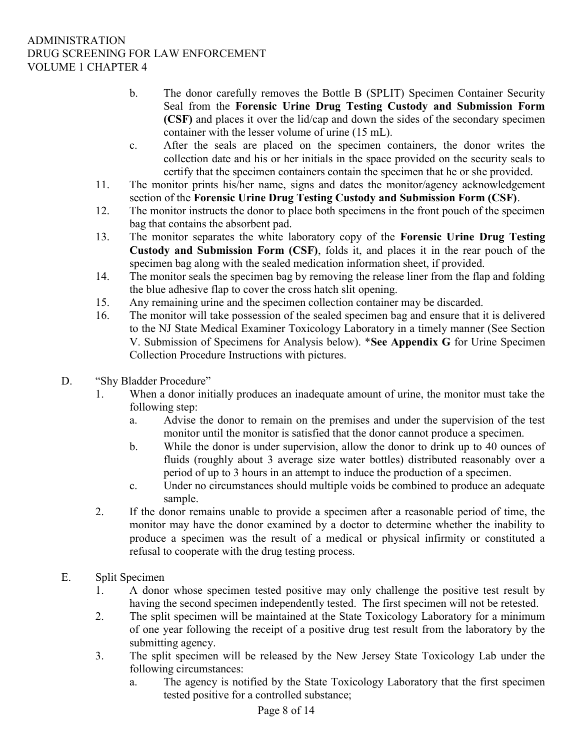b. The donor carefully removes the Bottle B (SPLIT) Specimen Container Security Seal from the **Forensic Urine Drug Testing Custody and Submission Form (CSF)** and places it over the lid/cap and down the sides of the secondary specimen container with the lesser volume of urine (15 mL).

c. After the seals are placed on the specimen containers, the donor writes the collection date and his or her initials in the space provided on the security seals to certify that the specimen containers contain the specimen that he or she provided.

11. The monitor prints his/her name, signs and dates the monitor/agency acknowledgement section of the **Forensic Urine Drug Testing Custody and Submission Form (CSF)**.
12. The monitor instructs the donor to place both specimens in the front pouch of the specimen bag that contains the absorbent pad.
13. The monitor separates the white laboratory copy of the **Forensic Urine Drug Testing Custody and Submission Form (CSF)**, folds it, and places it in the rear pouch of the specimen bag along with the sealed medication information sheet, if provided.
14. The monitor seals the specimen bag by removing the release liner from the flap and folding the blue adhesive flap to cover the cross hatch slit opening.
15. Any remaining urine and the specimen collection container may be discarded.
16. The monitor will take possession of the sealed specimen bag and ensure that it is delivered to the NJ State Medical Examiner Toxicology Laboratory in a timely manner (See Section V. Submission of Specimens for Analysis below). ***See Appendix G** for Urine Specimen Collection Procedure Instructions with pictures.

D. "Shy Bladder Procedure"

1. When a donor initially produces an inadequate amount of urine, the monitor must take the following step:
   a. Advise the donor to remain on the premises and under the supervision of the test monitor until the monitor is satisfied that the donor cannot produce a specimen.
   b. While the donor is under supervision, allow the donor to drink up to 40 ounces of fluids (roughly about 3 average size water bottles) distributed reasonably over a period of up to 3 hours in an attempt to induce the production of a specimen.
   c. Under no circumstances should multiple voids be combined to produce an adequate sample.
2. If the donor remains unable to provide a specimen after a reasonable period of time, the monitor may have the donor examined by a doctor to determine whether the inability to produce a specimen was the result of a medical or physical infirmity or constituted a refusal to cooperate with the drug testing process.

E. Split Specimen

1. A donor whose specimen tested positive may only challenge the positive test result by having the second specimen independently tested. The first specimen will not be retested.
2. The split specimen will be maintained at the State Toxicology Laboratory for a minimum of one year following the receipt of a positive drug test result from the laboratory by the submitting agency.
3. The split specimen will be released by the New Jersey State Toxicology Lab under the following circumstances:
   a. The agency is notified by the State Toxicology Laboratory that the first specimen tested positive for a controlled substance;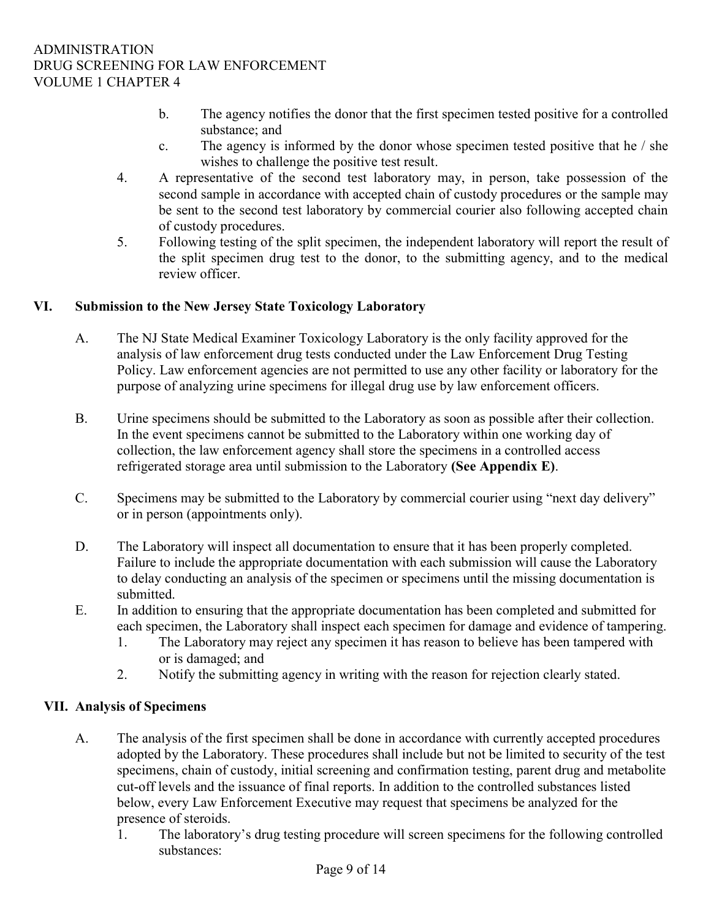b. The agency notifies the donor that the first specimen tested positive for a controlled substance; and

c. The agency is informed by the donor whose specimen tested positive that he / she wishes to challenge the positive test result.

4. A representative of the second test laboratory may, in person, take possession of the second sample in accordance with accepted chain of custody procedures or the sample may be sent to the second test laboratory by commercial courier also following accepted chain of custody procedures.

5. Following testing of the split specimen, the independent laboratory will report the result of the split specimen drug test to the donor, to the submitting agency, and to the medical review officer.

## VI. Submission to the New Jersey State Toxicology Laboratory

A. The NJ State Medical Examiner Toxicology Laboratory is the only facility approved for the analysis of law enforcement drug tests conducted under the Law Enforcement Drug Testing Policy. Law enforcement agencies are not permitted to use any other facility or laboratory for the purpose of analyzing urine specimens for illegal drug use by law enforcement officers.

B. Urine specimens should be submitted to the Laboratory as soon as possible after their collection. In the event specimens cannot be submitted to the Laboratory within one working day of collection, the law enforcement agency shall store the specimens in a controlled access refrigerated storage area until submission to the Laboratory **(See Appendix E)**.

C. Specimens may be submitted to the Laboratory by commercial courier using "next day delivery" or in person (appointments only).

D. The Laboratory will inspect all documentation to ensure that it has been properly completed. Failure to include the appropriate documentation with each submission will cause the Laboratory to delay conducting an analysis of the specimen or specimens until the missing documentation is submitted.

E. In addition to ensuring that the appropriate documentation has been completed and submitted for each specimen, the Laboratory shall inspect each specimen for damage and evidence of tampering.

1. The Laboratory may reject any specimen it has reason to believe has been tampered with or is damaged; and
2. Notify the submitting agency in writing with the reason for rejection clearly stated.

## VII. Analysis of Specimens

A. The analysis of the first specimen shall be done in accordance with currently accepted procedures adopted by the Laboratory. These procedures shall include but not be limited to security of the test specimens, chain of custody, initial screening and confirmation testing, parent drug and metabolite cut-off levels and the issuance of final reports. In addition to the controlled substances listed below, every Law Enforcement Executive may request that specimens be analyzed for the presence of steroids.

1. The laboratory's drug testing procedure will screen specimens for the following controlled substances: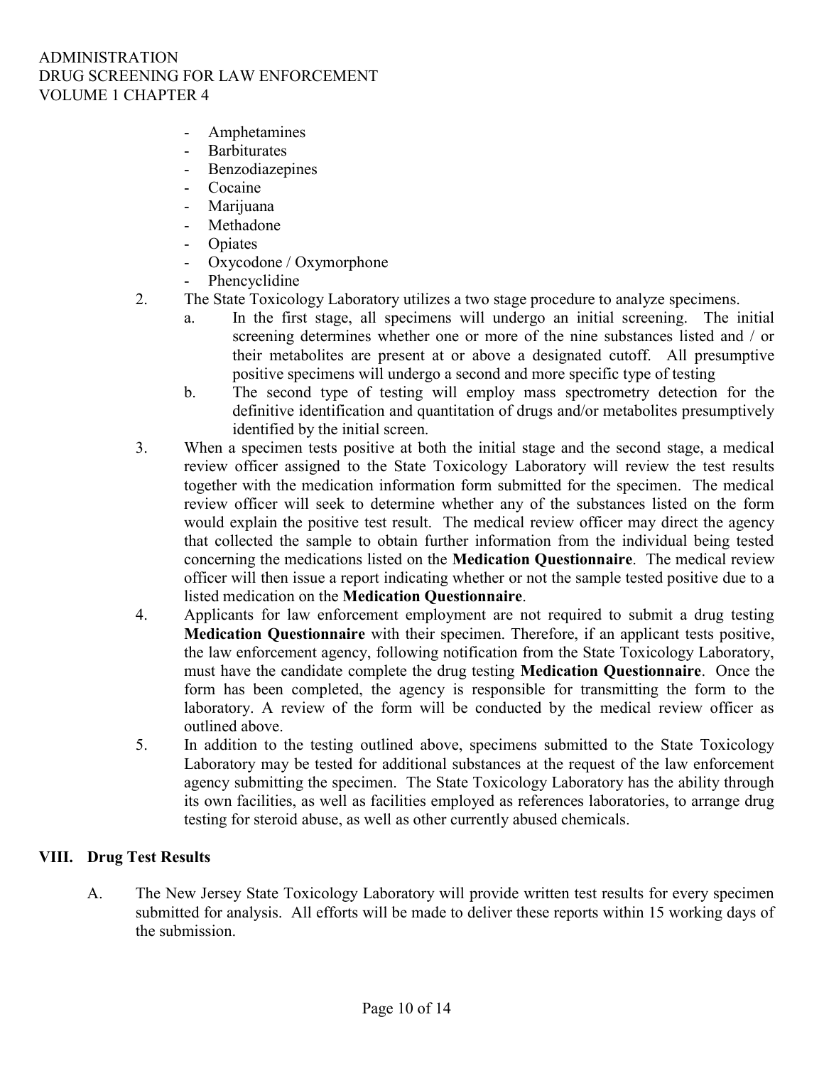- Amphetamines
- Barbiturates
- Benzodiazepines
- Cocaine
- Marijuana
- Methadone
- Opiates
- Oxycodone / Oxymorphone
- Phencyclidine

2. The State Toxicology Laboratory utilizes a two stage procedure to analyze specimens.
   a. In the first stage, all specimens will undergo an initial screening. The initial screening determines whether one or more of the nine substances listed and / or their metabolites are present at or above a designated cutoff. All presumptive positive specimens will undergo a second and more specific type of testing
   b. The second type of testing will employ mass spectrometry detection for the definitive identification and quantitation of drugs and/or metabolites presumptively identified by the initial screen.
3. When a specimen tests positive at both the initial stage and the second stage, a medical review officer assigned to the State Toxicology Laboratory will review the test results together with the medication information form submitted for the specimen. The medical review officer will seek to determine whether any of the substances listed on the form would explain the positive test result. The medical review officer may direct the agency that collected the sample to obtain further information from the individual being tested concerning the medications listed on the **Medication Questionnaire**. The medical review officer will then issue a report indicating whether or not the sample tested positive due to a listed medication on the **Medication Questionnaire**.
4. Applicants for law enforcement employment are not required to submit a drug testing **Medication Questionnaire** with their specimen. Therefore, if an applicant tests positive, the law enforcement agency, following notification from the State Toxicology Laboratory, must have the candidate complete the drug testing **Medication Questionnaire**. Once the form has been completed, the agency is responsible for transmitting the form to the laboratory. A review of the form will be conducted by the medical review officer as outlined above.
5. In addition to the testing outlined above, specimens submitted to the State Toxicology Laboratory may be tested for additional substances at the request of the law enforcement agency submitting the specimen. The State Toxicology Laboratory has the ability through its own facilities, as well as facilities employed as references laboratories, to arrange drug testing for steroid abuse, as well as other currently abused chemicals.

## VIII. Drug Test Results

A. The New Jersey State Toxicology Laboratory will provide written test results for every specimen submitted for analysis. All efforts will be made to deliver these reports within 15 working days of the submission.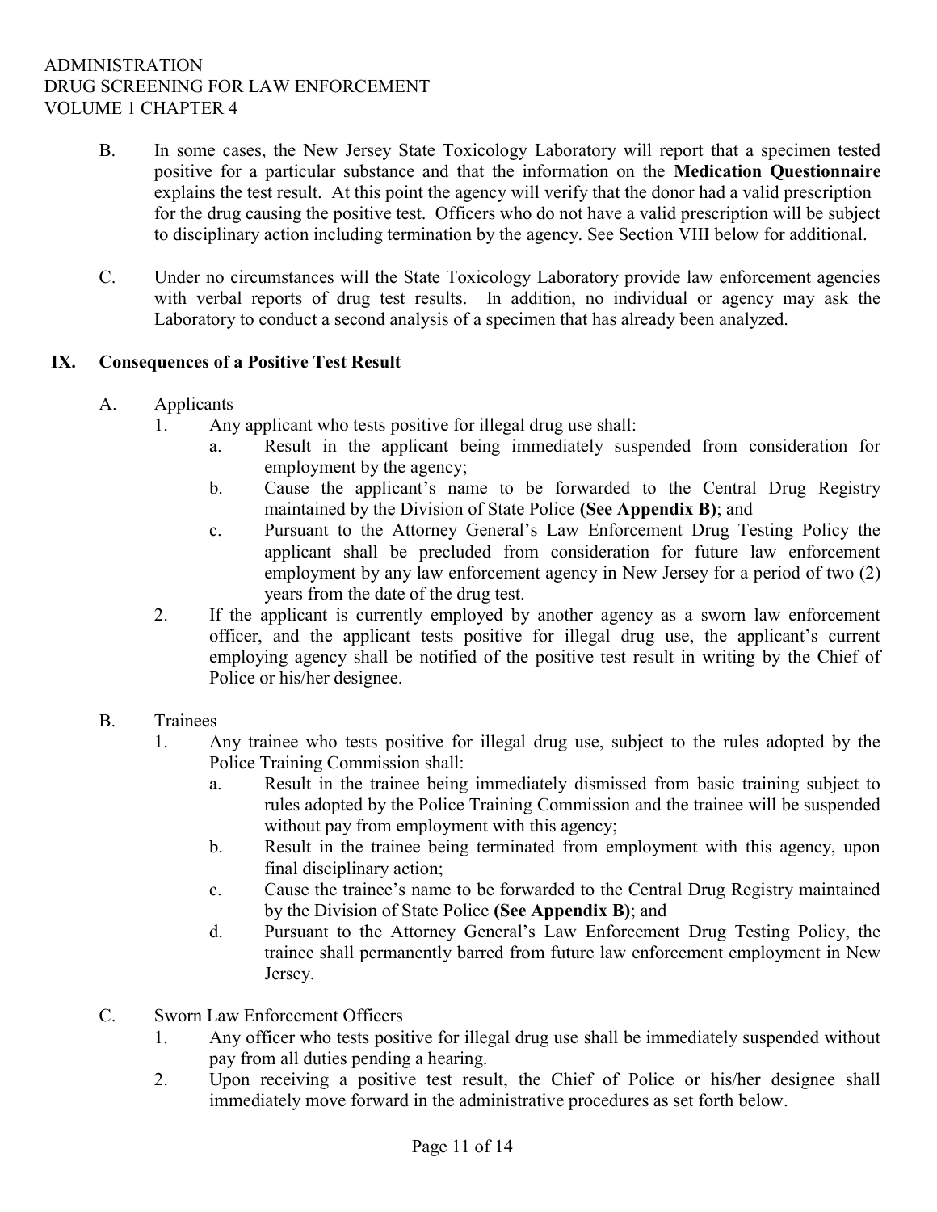B. In some cases, the New Jersey State Toxicology Laboratory will report that a specimen tested positive for a particular substance and that the information on the **Medication Questionnaire** explains the test result. At this point the agency will verify that the donor had a valid prescription for the drug causing the positive test. Officers who do not have a valid prescription will be subject to disciplinary action including termination by the agency. See Section VIII below for additional.

C. Under no circumstances will the State Toxicology Laboratory provide law enforcement agencies with verbal reports of drug test results. In addition, no individual or agency may ask the Laboratory to conduct a second analysis of a specimen that has already been analyzed.

## IX. Consequences of a Positive Test Result

A. Applicants

1. Any applicant who tests positive for illegal drug use shall:
   a. Result in the applicant being immediately suspended from consideration for employment by the agency;
   b. Cause the applicant's name to be forwarded to the Central Drug Registry maintained by the Division of State Police **(See Appendix B)**; and
   c. Pursuant to the Attorney General's Law Enforcement Drug Testing Policy the applicant shall be precluded from consideration for future law enforcement employment by any law enforcement agency in New Jersey for a period of two (2) years from the date of the drug test.
2. If the applicant is currently employed by another agency as a sworn law enforcement officer, and the applicant tests positive for illegal drug use, the applicant's current employing agency shall be notified of the positive test result in writing by the Chief of Police or his/her designee.

B. Trainees

1. Any trainee who tests positive for illegal drug use, subject to the rules adopted by the Police Training Commission shall:
   a. Result in the trainee being immediately dismissed from basic training subject to rules adopted by the Police Training Commission and the trainee will be suspended without pay from employment with this agency;
   b. Result in the trainee being terminated from employment with this agency, upon final disciplinary action;
   c. Cause the trainee's name to be forwarded to the Central Drug Registry maintained by the Division of State Police **(See Appendix B)**; and
   d. Pursuant to the Attorney General's Law Enforcement Drug Testing Policy, the trainee shall permanently barred from future law enforcement employment in New Jersey.

C. Sworn Law Enforcement Officers

1. Any officer who tests positive for illegal drug use shall be immediately suspended without pay from all duties pending a hearing.
2. Upon receiving a positive test result, the Chief of Police or his/her designee shall immediately move forward in the administrative procedures as set forth below.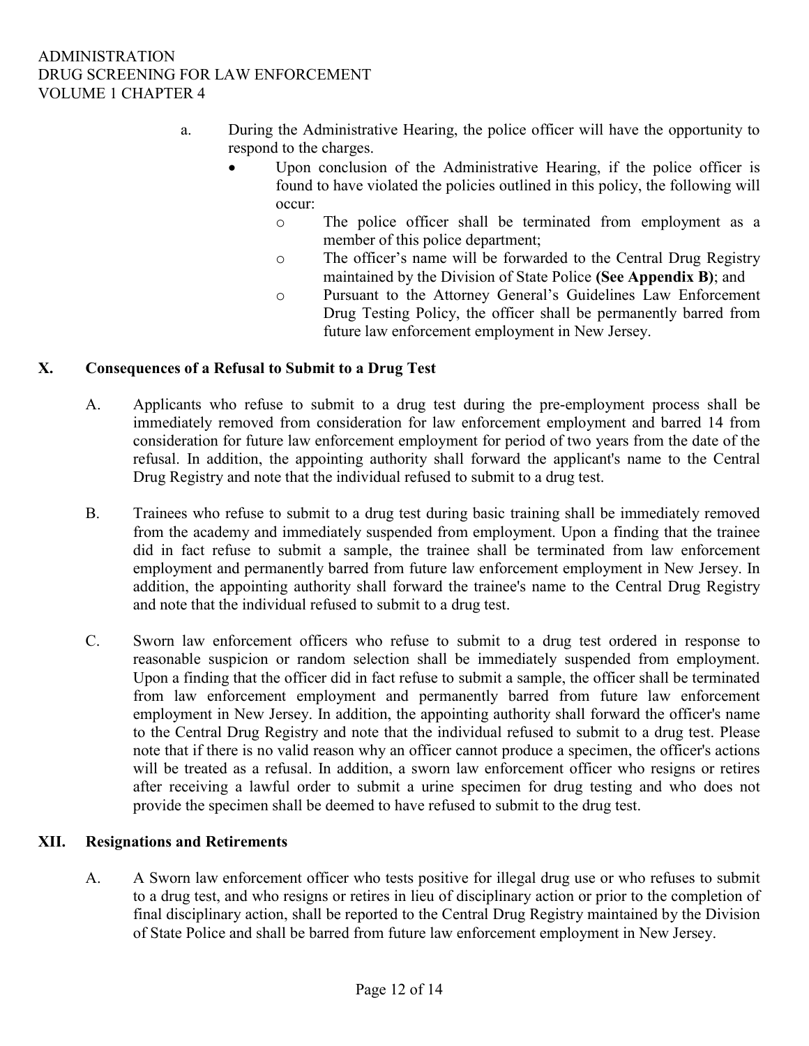a. During the Administrative Hearing, the police officer will have the opportunity to respond to the charges.
   - Upon conclusion of the Administrative Hearing, if the police officer is found to have violated the policies outlined in this policy, the following will occur:
     - The police officer shall be terminated from employment as a member of this police department;
     - The officer's name will be forwarded to the Central Drug Registry maintained by the Division of State Police **(See Appendix B)**; and
     - Pursuant to the Attorney General's Guidelines Law Enforcement Drug Testing Policy, the officer shall be permanently barred from future law enforcement employment in New Jersey.

## X. Consequences of a Refusal to Submit to a Drug Test

A. Applicants who refuse to submit to a drug test during the pre-employment process shall be immediately removed from consideration for law enforcement employment and barred 14 from consideration for future law enforcement employment for period of two years from the date of the refusal. In addition, the appointing authority shall forward the applicant's name to the Central Drug Registry and note that the individual refused to submit to a drug test.

B. Trainees who refuse to submit to a drug test during basic training shall be immediately removed from the academy and immediately suspended from employment. Upon a finding that the trainee did in fact refuse to submit a sample, the trainee shall be terminated from law enforcement employment and permanently barred from future law enforcement employment in New Jersey. In addition, the appointing authority shall forward the trainee's name to the Central Drug Registry and note that the individual refused to submit to a drug test.

C. Sworn law enforcement officers who refuse to submit to a drug test ordered in response to reasonable suspicion or random selection shall be immediately suspended from employment. Upon a finding that the officer did in fact refuse to submit a sample, the officer shall be terminated from law enforcement employment and permanently barred from future law enforcement employment in New Jersey. In addition, the appointing authority shall forward the officer's name to the Central Drug Registry and note that the individual refused to submit to a drug test. Please note that if there is no valid reason why an officer cannot produce a specimen, the officer's actions will be treated as a refusal. In addition, a sworn law enforcement officer who resigns or retires after receiving a lawful order to submit a urine specimen for drug testing and who does not provide the specimen shall be deemed to have refused to submit to the drug test.

## XII. Resignations and Retirements

A. A Sworn law enforcement officer who tests positive for illegal drug use or who refuses to submit to a drug test, and who resigns or retires in lieu of disciplinary action or prior to the completion of final disciplinary action, shall be reported to the Central Drug Registry maintained by the Division of State Police and shall be barred from future law enforcement employment in New Jersey.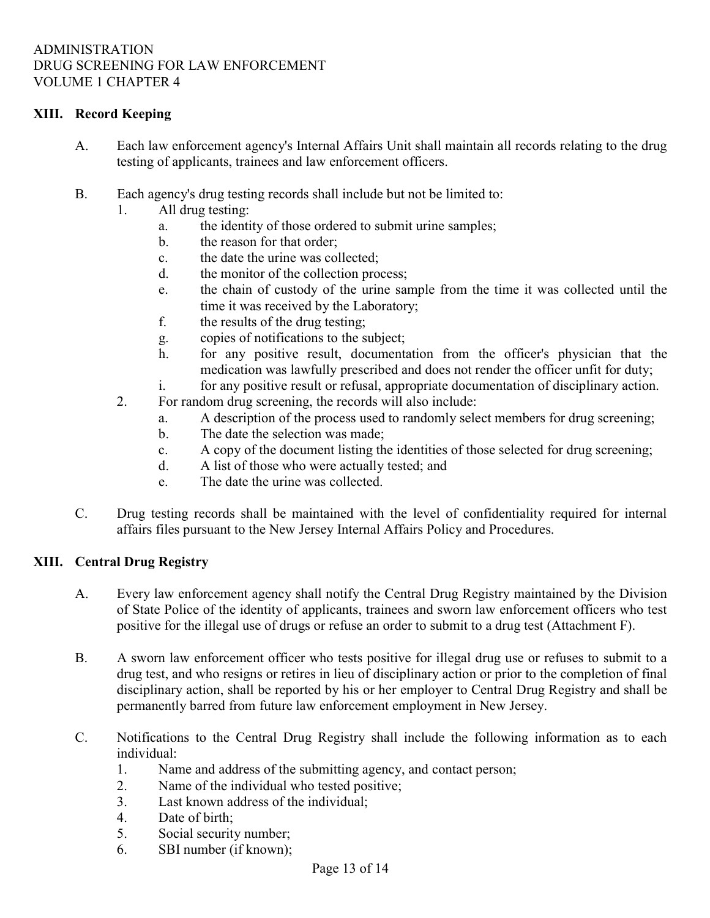## XIII. Record Keeping

A. Each law enforcement agency's Internal Affairs Unit shall maintain all records relating to the drug testing of applicants, trainees and law enforcement officers.

B. Each agency's drug testing records shall include but not be limited to:

1. All drug testing:
   a. the identity of those ordered to submit urine samples;
   b. the reason for that order;
   c. the date the urine was collected;
   d. the monitor of the collection process;
   e. the chain of custody of the urine sample from the time it was collected until the time it was received by the Laboratory;
   f. the results of the drug testing;
   g. copies of notifications to the subject;
   h. for any positive result, documentation from the officer's physician that the medication was lawfully prescribed and does not render the officer unfit for duty;
   i. for any positive result or refusal, appropriate documentation of disciplinary action.
2. For random drug screening, the records will also include:
   a. A description of the process used to randomly select members for drug screening;
   b. The date the selection was made;
   c. A copy of the document listing the identities of those selected for drug screening;
   d. A list of those who were actually tested; and
   e. The date the urine was collected.

C. Drug testing records shall be maintained with the level of confidentiality required for internal affairs files pursuant to the New Jersey Internal Affairs Policy and Procedures.

## XIII. Central Drug Registry

A. Every law enforcement agency shall notify the Central Drug Registry maintained by the Division of State Police of the identity of applicants, trainees and sworn law enforcement officers who test positive for the illegal use of drugs or refuse an order to submit to a drug test (Attachment F).

B. A sworn law enforcement officer who tests positive for illegal drug use or refuses to submit to a drug test, and who resigns or retires in lieu of disciplinary action or prior to the completion of final disciplinary action, shall be reported by his or her employer to Central Drug Registry and shall be permanently barred from future law enforcement employment in New Jersey.

C. Notifications to the Central Drug Registry shall include the following information as to each individual:

1. Name and address of the submitting agency, and contact person;
2. Name of the individual who tested positive;
3. Last known address of the individual;
4. Date of birth;
5. Social security number;
6. SBI number (if known);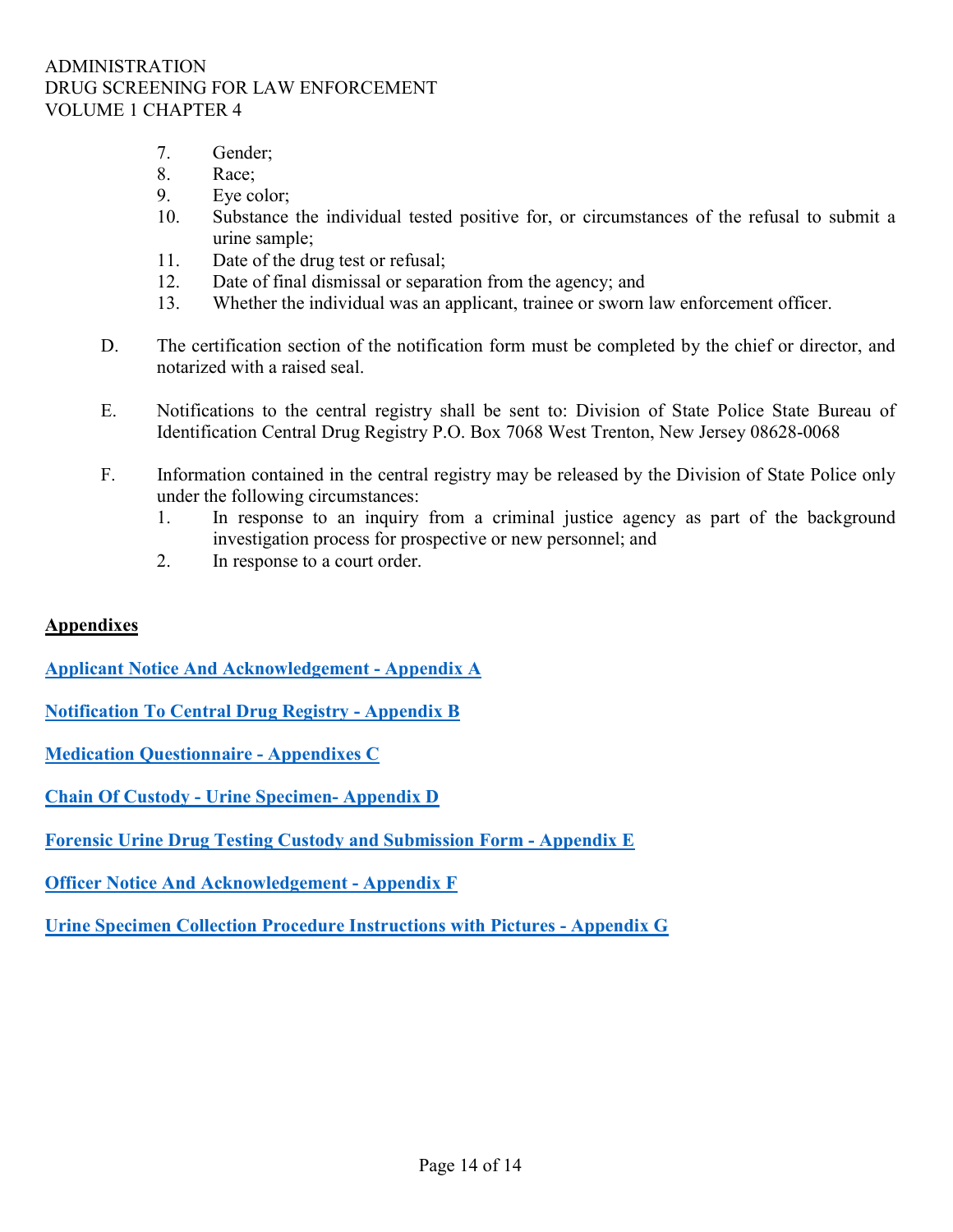7. Gender;
8. Race;
9. Eye color;
10. Substance the individual tested positive for, or circumstances of the refusal to submit a urine sample;
11. Date of the drug test or refusal;
12. Date of final dismissal or separation from the agency; and
13. Whether the individual was an applicant, trainee or sworn law enforcement officer.

D. The certification section of the notification form must be completed by the chief or director, and notarized with a raised seal.

E. Notifications to the central registry shall be sent to: Division of State Police State Bureau of Identification Central Drug Registry P.O. Box 7068 West Trenton, New Jersey 08628-0068

F. Information contained in the central registry may be released by the Division of State Police only under the following circumstances:
   1. In response to an inquiry from a criminal justice agency as part of the background investigation process for prospective or new personnel; and
   2. In response to a court order.

**Appendixes**

**Applicant Notice And Acknowledgement - Appendix A**

**Notification To Central Drug Registry - Appendix B**

**Medication Questionnaire - Appendixes C**

**Chain Of Custody - Urine Specimen- Appendix D**

**Forensic Urine Drug Testing Custody and Submission Form - Appendix E**

**Officer Notice And Acknowledgement - Appendix F**

**Urine Specimen Collection Procedure Instructions with Pictures - Appendix G**